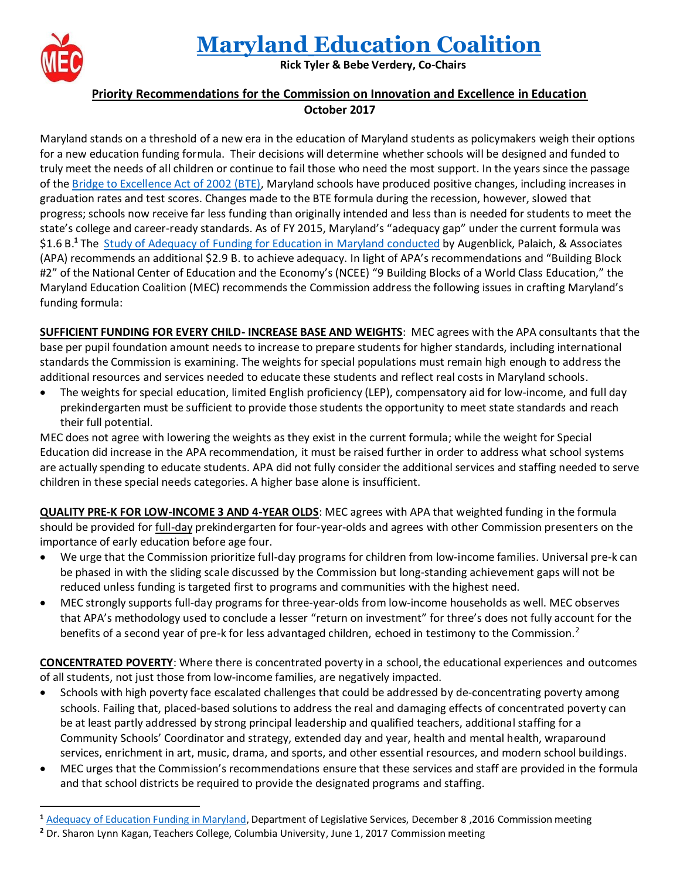# Maryland Education Coalition

**Rick Tyler & Bebe Verdery, Co-Chairs**

## Priority Recommendations for the Commission on Innovation and Excellence in Education
**October 2017**

Maryland stands on a threshold of a new era in the education of Maryland students as policymakers weigh their options for a new education funding formula. Their decisions will determine whether schools will be designed and funded to truly meet the needs of all children or continue to fail those who need the most support. In the years since the passage of the Bridge to Excellence Act of 2002 (BTE), Maryland schools have produced positive changes, including increases in graduation rates and test scores. Changes made to the BTE formula during the recession, however, slowed that progress; schools now receive far less funding than originally intended and less than is needed for students to meet the state's college and career-ready standards. As of FY 2015, Maryland's "adequacy gap" under the current formula was \$1.6 B.[1] The Study of Adequacy of Funding for Education in Maryland conducted by Augenblick, Palaich, & Associates (APA) recommends an additional \$2.9 B. to achieve adequacy. In light of APA's recommendations and "Building Block #2" of the National Center of Education and the Economy's (NCEE) "9 Building Blocks of a World Class Education," the Maryland Education Coalition (MEC) recommends the Commission address the following issues in crafting Maryland's funding formula:

**SUFFICIENT FUNDING FOR EVERY CHILD- INCREASE BASE AND WEIGHTS**: MEC agrees with the APA consultants that the base per pupil foundation amount needs to increase to prepare students for higher standards, including international standards the Commission is examining. The weights for special populations must remain high enough to address the additional resources and services needed to educate these students and reflect real costs in Maryland schools.

- The weights for special education, limited English proficiency (LEP), compensatory aid for low-income, and full day prekindergarten must be sufficient to provide those students the opportunity to meet state standards and reach their full potential.

MEC does not agree with lowering the weights as they exist in the current formula; while the weight for Special Education did increase in the APA recommendation, it must be raised further in order to address what school systems are actually spending to educate students. APA did not fully consider the additional services and staffing needed to serve children in these special needs categories. A higher base alone is insufficient.

**QUALITY PRE-K FOR LOW-INCOME 3 AND 4-YEAR OLDS**: MEC agrees with APA that weighted funding in the formula should be provided for full-day prekindergarten for four-year-olds and agrees with other Commission presenters on the importance of early education before age four.

- We urge that the Commission prioritize full-day programs for children from low-income families. Universal pre-k can be phased in with the sliding scale discussed by the Commission but long-standing achievement gaps will not be reduced unless funding is targeted first to programs and communities with the highest need.
- MEC strongly supports full-day programs for three-year-olds from low-income households as well. MEC observes that APA's methodology used to conclude a lesser "return on investment" for threes does not fully account for the benefits of a second year of pre-k for less advantaged children, echoed in testimony to the Commission.[2]

**CONCENTRATED POVERTY**: Where there is concentrated poverty in a school, the educational experiences and outcomes of all students, not just those from low-income families, are negatively impacted.

- Schools with high poverty face escalated challenges that could be addressed by de-concentrating poverty among schools. Failing that, placed-based solutions to address the real and damaging effects of concentrated poverty can be at least partly addressed by strong principal leadership and qualified teachers, additional staffing for a Community Schools' Coordinator and strategy, extended day and year, health and mental health, wraparound services, enrichment in art, music, drama, and sports, and other essential resources, and modern school buildings.
- MEC urges that the Commission's recommendations ensure that these services and staff are provided in the formula and that school districts be required to provide the designated programs and staffing.

---

[1] Adequacy of Education Funding in Maryland, Department of Legislative Services, December 8 ,2016 Commission meeting

[2] Dr. Sharon Lynn Kagan, Teachers College, Columbia University, June 1, 2017 Commission meeting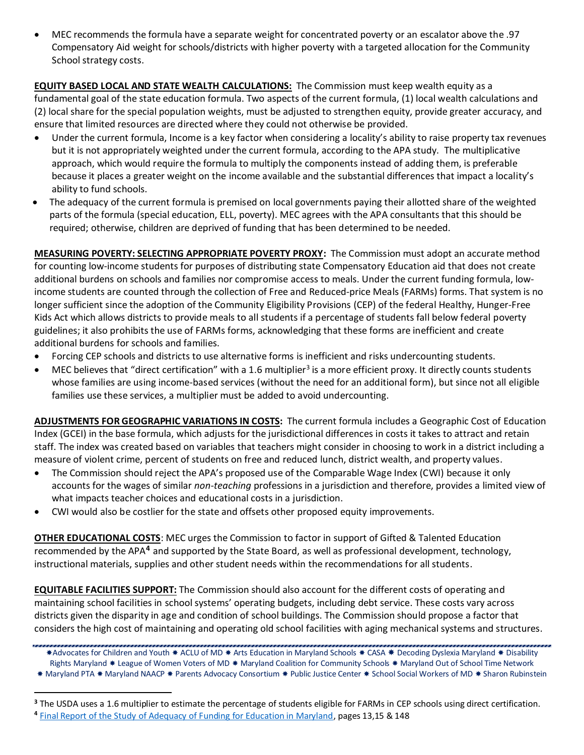- MEC recommends the formula have a separate weight for concentrated poverty or an escalator above the .97 Compensatory Aid weight for schools/districts with higher poverty with a targeted allocation for the Community School strategy costs.

**EQUITY BASED LOCAL AND STATE WEALTH CALCULATIONS:** The Commission must keep wealth equity as a fundamental goal of the state education formula. Two aspects of the current formula, (1) local wealth calculations and (2) local share for the special population weights, must be adjusted to strengthen equity, provide greater accuracy, and ensure that limited resources are directed where they could not otherwise be provided.

- Under the current formula, Income is a key factor when considering a locality's ability to raise property tax revenues but it is not appropriately weighted under the current formula, according to the APA study. The multiplicative approach, which would require the formula to multiply the components instead of adding them, is preferable because it places a greater weight on the income available and the substantial differences that impact a locality's ability to fund schools.
- The adequacy of the current formula is premised on local governments paying their allotted share of the weighted parts of the formula (special education, ELL, poverty). MEC agrees with the APA consultants that this should be required; otherwise, children are deprived of funding that has been determined to be needed.

**MEASURING POVERTY: SELECTING APPROPRIATE POVERTY PROXY:** The Commission must adopt an accurate method for counting low-income students for purposes of distributing state Compensatory Education aid that does not create additional burdens on schools and families nor compromise access to meals. Under the current funding formula, low-income students are counted through the collection of Free and Reduced-price Meals (FARMs) forms. That system is no longer sufficient since the adoption of the Community Eligibility Provisions (CEP) of the federal Healthy, Hunger-Free Kids Act which allows districts to provide meals to all students if a percentage of students fall below federal poverty guidelines; it also prohibits the use of FARMs forms, acknowledging that these forms are inefficient and create additional burdens for schools and families.

- Forcing CEP schools and districts to use alternative forms is inefficient and risks undercounting students.
- MEC believes that "direct certification" with a 1.6 multiplier[3] is a more efficient proxy. It directly counts students whose families are using income-based services (without the need for an additional form), but since not all eligible families use these services, a multiplier must be added to avoid undercounting.

**ADJUSTMENTS FOR GEOGRAPHIC VARIATIONS IN COSTS:** The current formula includes a Geographic Cost of Education Index (GCEI) in the base formula, which adjusts for the jurisdictional differences in costs it takes to attract and retain staff. The index was created based on variables that teachers might consider in choosing to work in a district including a measure of violent crime, percent of students on free and reduced lunch, district wealth, and property values.

- The Commission should reject the APA's proposed use of the Comparable Wage Index (CWI) because it only accounts for the wages of similar *non-teaching* professions in a jurisdiction and therefore, provides a limited view of what impacts teacher choices and educational costs in a jurisdiction.
- CWI would also be costlier for the state and offsets other proposed equity improvements.

**OTHER EDUCATIONAL COSTS**: MEC urges the Commission to factor in support of Gifted & Talented Education recommended by the APA[4] and supported by the State Board, as well as professional development, technology, instructional materials, supplies and other student needs within the recommendations for all students.

**EQUITABLE FACILITIES SUPPORT:** The Commission should also account for the different costs of operating and maintaining school facilities in school systems' operating budgets, including debt service. These costs vary across districts given the disparity in age and condition of school buildings. The Commission should propose a factor that considers the high cost of maintaining and operating old school facilities with aging mechanical systems and structures.

✷ Advocates for Children and Youth ✷ ACLU of MD ✷ Arts Education in Maryland Schools ✷ CASA ✷ Decoding Dyslexia Maryland ✷ Disability Rights Maryland ✷ League of Women Voters of MD ✷ Maryland Coalition for Community Schools ✷ Maryland Out of School Time Network ✷ Maryland PTA ✷ Maryland NAACP ✷ Parents Advocacy Consortium ✷ Public Justice Center ✷ School Social Workers of MD ✷ Sharon Rubinstein

[3] The USDA uses a 1.6 multiplier to estimate the percentage of students eligible for FARMs in CEP schools using direct certification.

[4] Final Report of the Study of Adequacy of Funding for Education in Maryland, pages 13,15 & 148